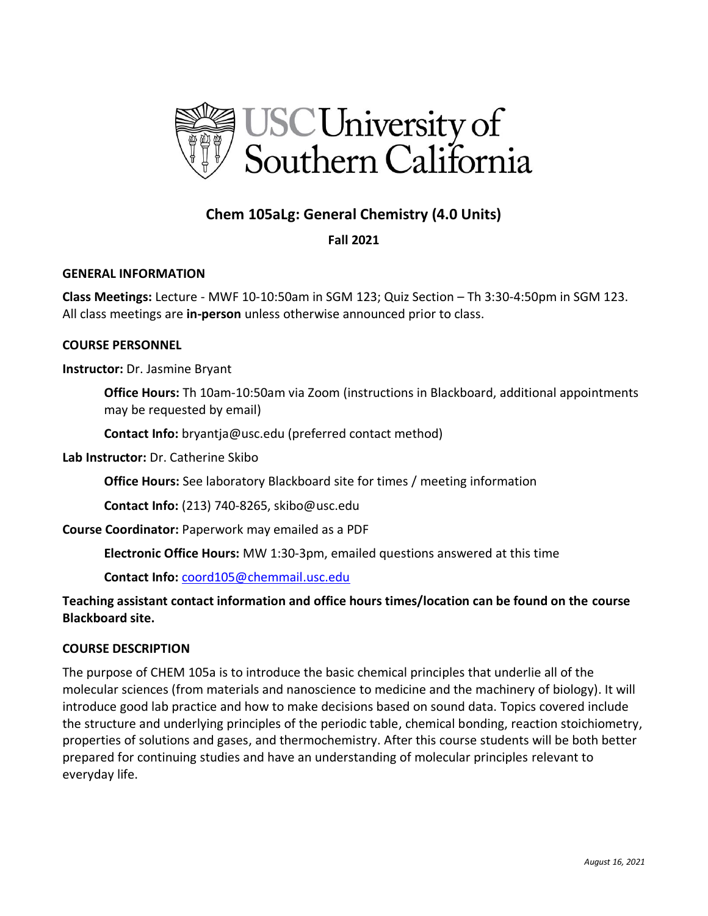# Chem 105aLg: General Chemistry (4.0 Units)

**Fall 2021**

## GENERAL INFORMATION

**Class Meetings:** Lecture - MWF 10-10:50am in SGM 123; Quiz Section – Th 3:30-4:50pm in SGM 123. All class meetings are **in-person** unless otherwise announced prior to class.

## COURSE PERSONNEL

**Instructor:** Dr. Jasmine Bryant

> **Office Hours:** Th 10am-10:50am via Zoom (instructions in Blackboard, additional appointments may be requested by email)
>
> **Contact Info:** bryantja@usc.edu (preferred contact method)

**Lab Instructor:** Dr. Catherine Skibo

> **Office Hours:** See laboratory Blackboard site for times / meeting information
>
> **Contact Info:** (213) 740-8265, skibo@usc.edu

**Course Coordinator:** Paperwork may emailed as a PDF

> **Electronic Office Hours:** MW 1:30-3pm, emailed questions answered at this time
>
> **Contact Info:** coord105@chemmail.usc.edu

**Teaching assistant contact information and office hours times/location can be found on the course Blackboard site.**

## COURSE DESCRIPTION

The purpose of CHEM 105a is to introduce the basic chemical principles that underlie all of the molecular sciences (from materials and nanoscience to medicine and the machinery of biology). It will introduce good lab practice and how to make decisions based on sound data. Topics covered include the structure and underlying principles of the periodic table, chemical bonding, reaction stoichiometry, properties of solutions and gases, and thermochemistry. After this course students will be both better prepared for continuing studies and have an understanding of molecular principles relevant to everyday life.

*August 16, 2021*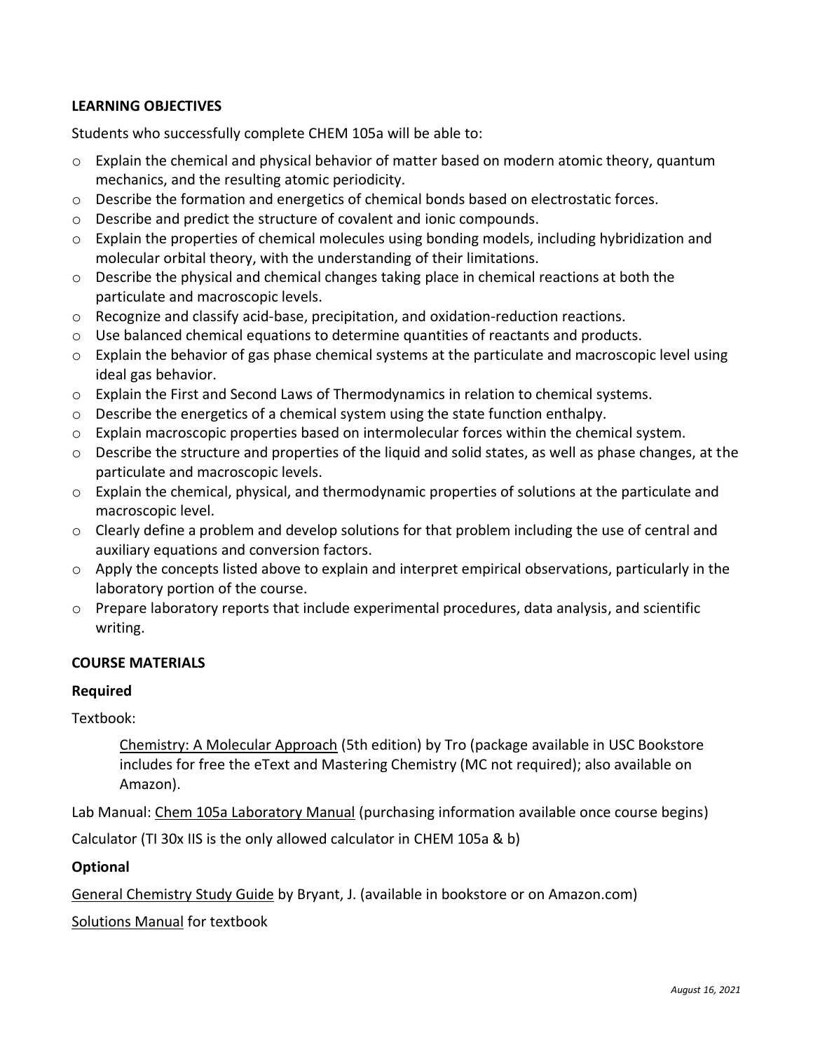## LEARNING OBJECTIVES

Students who successfully complete CHEM 105a will be able to:

- Explain the chemical and physical behavior of matter based on modern atomic theory, quantum mechanics, and the resulting atomic periodicity.
- Describe the formation and energetics of chemical bonds based on electrostatic forces.
- Describe and predict the structure of covalent and ionic compounds.
- Explain the properties of chemical molecules using bonding models, including hybridization and molecular orbital theory, with the understanding of their limitations.
- Describe the physical and chemical changes taking place in chemical reactions at both the particulate and macroscopic levels.
- Recognize and classify acid-base, precipitation, and oxidation-reduction reactions.
- Use balanced chemical equations to determine quantities of reactants and products.
- Explain the behavior of gas phase chemical systems at the particulate and macroscopic level using ideal gas behavior.
- Explain the First and Second Laws of Thermodynamics in relation to chemical systems.
- Describe the energetics of a chemical system using the state function enthalpy.
- Explain macroscopic properties based on intermolecular forces within the chemical system.
- Describe the structure and properties of the liquid and solid states, as well as phase changes, at the particulate and macroscopic levels.
- Explain the chemical, physical, and thermodynamic properties of solutions at the particulate and macroscopic level.
- Clearly define a problem and develop solutions for that problem including the use of central and auxiliary equations and conversion factors.
- Apply the concepts listed above to explain and interpret empirical observations, particularly in the laboratory portion of the course.
- Prepare laboratory reports that include experimental procedures, data analysis, and scientific writing.

## COURSE MATERIALS

### Required

Textbook:

> Chemistry: A Molecular Approach (5th edition) by Tro (package available in USC Bookstore includes for free the eText and Mastering Chemistry (MC not required); also available on Amazon).

Lab Manual: Chem 105a Laboratory Manual (purchasing information available once course begins)

Calculator (TI 30x IIS is the only allowed calculator in CHEM 105a & b)

### Optional

General Chemistry Study Guide by Bryant, J. (available in bookstore or on Amazon.com)

Solutions Manual for textbook

*August 16, 2021*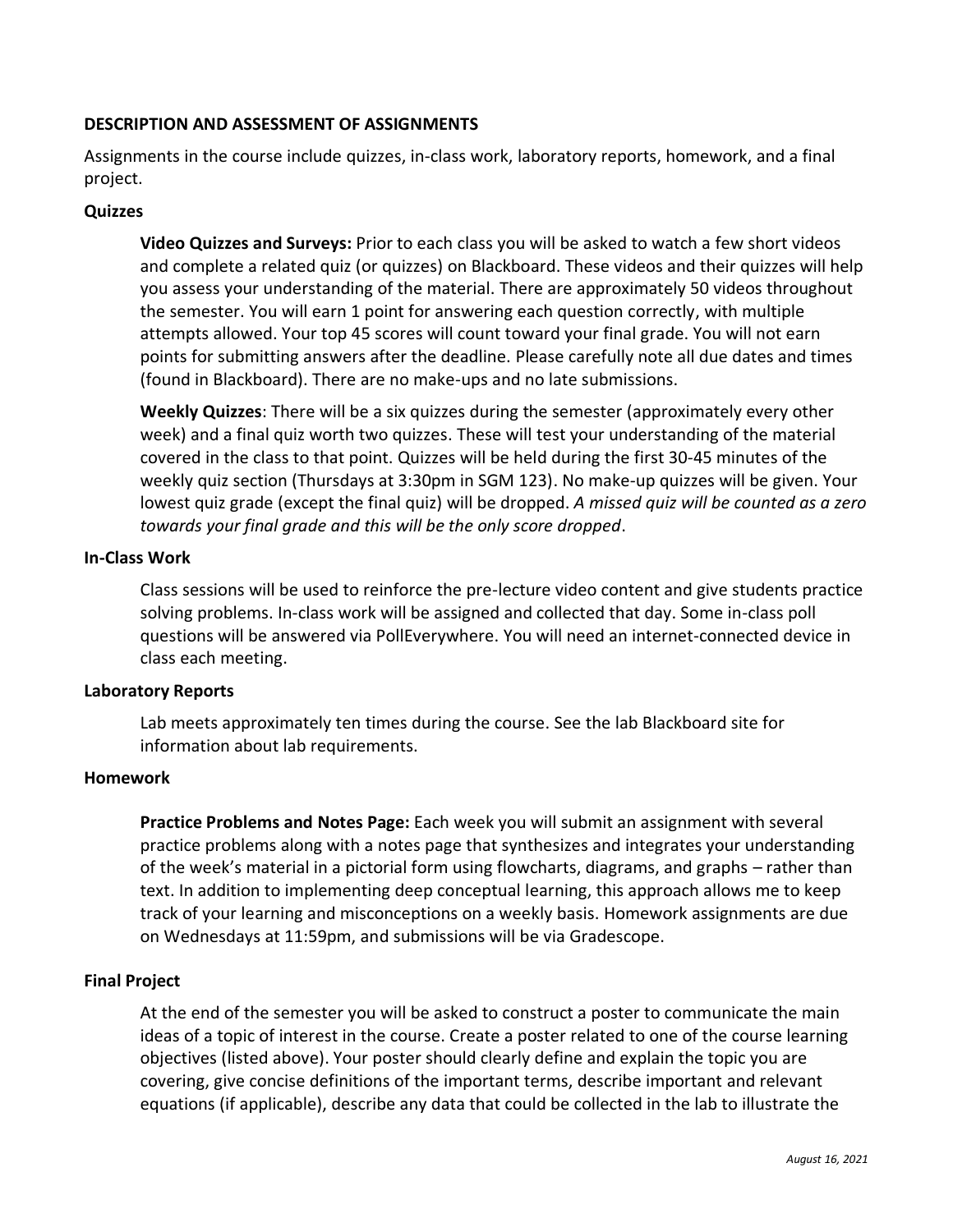## DESCRIPTION AND ASSESSMENT OF ASSIGNMENTS

Assignments in the course include quizzes, in-class work, laboratory reports, homework, and a final project.

### Quizzes

**Video Quizzes and Surveys:** Prior to each class you will be asked to watch a few short videos and complete a related quiz (or quizzes) on Blackboard. These videos and their quizzes will help you assess your understanding of the material. There are approximately 50 videos throughout the semester. You will earn 1 point for answering each question correctly, with multiple attempts allowed. Your top 45 scores will count toward your final grade. You will not earn points for submitting answers after the deadline. Please carefully note all due dates and times (found in Blackboard). There are no make-ups and no late submissions.

**Weekly Quizzes**: There will be a six quizzes during the semester (approximately every other week) and a final quiz worth two quizzes. These will test your understanding of the material covered in the class to that point. Quizzes will be held during the first 30-45 minutes of the weekly quiz section (Thursdays at 3:30pm in SGM 123). No make-up quizzes will be given. Your lowest quiz grade (except the final quiz) will be dropped. *A missed quiz will be counted as a zero towards your final grade and this will be the only score dropped*.

### In-Class Work

Class sessions will be used to reinforce the pre-lecture video content and give students practice solving problems. In-class work will be assigned and collected that day. Some in-class poll questions will be answered via PollEverywhere. You will need an internet-connected device in class each meeting.

### Laboratory Reports

Lab meets approximately ten times during the course. See the lab Blackboard site for information about lab requirements.

### Homework

**Practice Problems and Notes Page:** Each week you will submit an assignment with several practice problems along with a notes page that synthesizes and integrates your understanding of the week's material in a pictorial form using flowcharts, diagrams, and graphs – rather than text. In addition to implementing deep conceptual learning, this approach allows me to keep track of your learning and misconceptions on a weekly basis. Homework assignments are due on Wednesdays at 11:59pm, and submissions will be via Gradescope.

### Final Project

At the end of the semester you will be asked to construct a poster to communicate the main ideas of a topic of interest in the course. Create a poster related to one of the course learning objectives (listed above). Your poster should clearly define and explain the topic you are covering, give concise definitions of the important terms, describe important and relevant equations (if applicable), describe any data that could be collected in the lab to illustrate the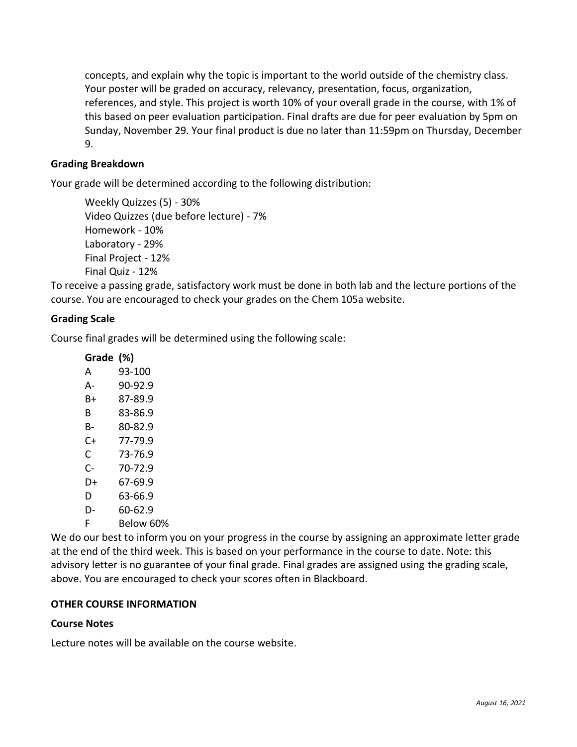concepts, and explain why the topic is important to the world outside of the chemistry class. Your poster will be graded on accuracy, relevancy, presentation, focus, organization, references, and style. This project is worth 10% of your overall grade in the course, with 1% of this based on peer evaluation participation. Final drafts are due for peer evaluation by 5pm on Sunday, November 29. Your final product is due no later than 11:59pm on Thursday, December 9.

**Grading Breakdown**

Your grade will be determined according to the following distribution:

Weekly Quizzes (5) - 30%
Video Quizzes (due before lecture) - 7%
Homework - 10%
Laboratory - 29%
Final Project - 12%
Final Quiz - 12%

To receive a passing grade, satisfactory work must be done in both lab and the lecture portions of the course. You are encouraged to check your grades on the Chem 105a website.

**Grading Scale**

Course final grades will be determined using the following scale:

| Grade | (%) |
|---|---|
| A | 93-100 |
| A- | 90-92.9 |
| B+ | 87-89.9 |
| B | 83-86.9 |
| B- | 80-82.9 |
| C+ | 77-79.9 |
| C | 73-76.9 |
| C- | 70-72.9 |
| D+ | 67-69.9 |
| D | 63-66.9 |
| D- | 60-62.9 |
| F | Below 60% |

We do our best to inform you on your progress in the course by assigning an approximate letter grade at the end of the third week. This is based on your performance in the course to date. Note: this advisory letter is no guarantee of your final grade. Final grades are assigned using the grading scale, above. You are encouraged to check your scores often in Blackboard.

## OTHER COURSE INFORMATION

**Course Notes**

Lecture notes will be available on the course website.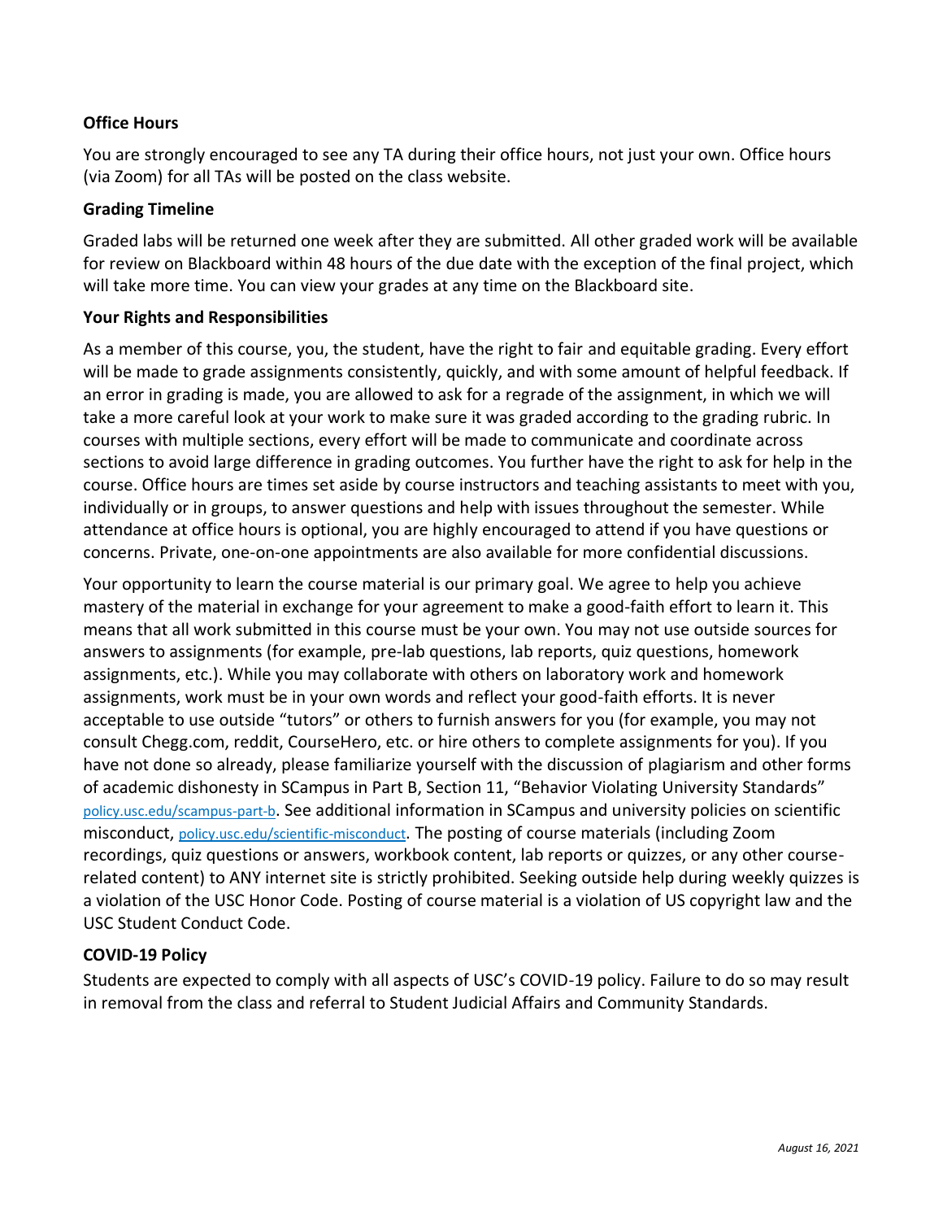### Office Hours

You are strongly encouraged to see any TA during their office hours, not just your own. Office hours (via Zoom) for all TAs will be posted on the class website.

### Grading Timeline

Graded labs will be returned one week after they are submitted. All other graded work will be available for review on Blackboard within 48 hours of the due date with the exception of the final project, which will take more time. You can view your grades at any time on the Blackboard site.

### Your Rights and Responsibilities

As a member of this course, you, the student, have the right to fair and equitable grading. Every effort will be made to grade assignments consistently, quickly, and with some amount of helpful feedback. If an error in grading is made, you are allowed to ask for a regrade of the assignment, in which we will take a more careful look at your work to make sure it was graded according to the grading rubric. In courses with multiple sections, every effort will be made to communicate and coordinate across sections to avoid large difference in grading outcomes. You further have the right to ask for help in the course. Office hours are times set aside by course instructors and teaching assistants to meet with you, individually or in groups, to answer questions and help with issues throughout the semester. While attendance at office hours is optional, you are highly encouraged to attend if you have questions or concerns. Private, one-on-one appointments are also available for more confidential discussions.

Your opportunity to learn the course material is our primary goal. We agree to help you achieve mastery of the material in exchange for your agreement to make a good-faith effort to learn it. This means that all work submitted in this course must be your own. You may not use outside sources for answers to assignments (for example, pre-lab questions, lab reports, quiz questions, homework assignments, etc.). While you may collaborate with others on laboratory work and homework assignments, work must be in your own words and reflect your good-faith efforts. It is never acceptable to use outside "tutors" or others to furnish answers for you (for example, you may not consult Chegg.com, reddit, CourseHero, etc. or hire others to complete assignments for you). If you have not done so already, please familiarize yourself with the discussion of plagiarism and other forms of academic dishonesty in SCampus in Part B, Section 11, "Behavior Violating University Standards" policy.usc.edu/scampus-part-b. See additional information in SCampus and university policies on scientific misconduct, policy.usc.edu/scientific-misconduct. The posting of course materials (including Zoom recordings, quiz questions or answers, workbook content, lab reports or quizzes, or any other course-related content) to ANY internet site is strictly prohibited. Seeking outside help during weekly quizzes is a violation of the USC Honor Code. Posting of course material is a violation of US copyright law and the USC Student Conduct Code.

### COVID-19 Policy

Students are expected to comply with all aspects of USC's COVID-19 policy. Failure to do so may result in removal from the class and referral to Student Judicial Affairs and Community Standards.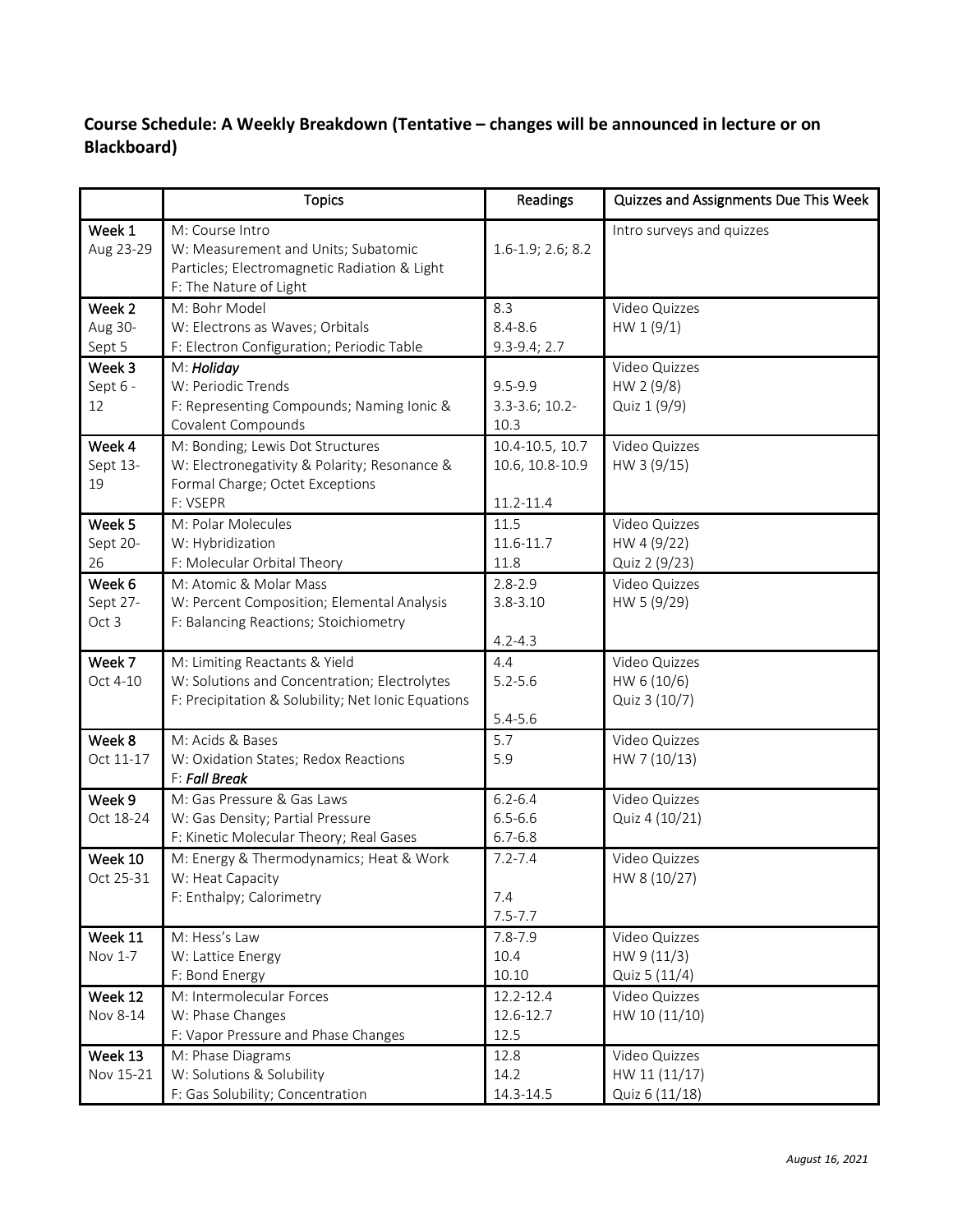**Course Schedule: A Weekly Breakdown (Tentative – changes will be announced in lecture or on Blackboard)**

| | Topics | Readings | Quizzes and Assignments Due This Week |
|---|---|---|---|
| Week 1 Aug 23-29 | M: Course Intro<br>W: Measurement and Units; Subatomic Particles; Electromagnetic Radiation & Light<br>F: The Nature of Light | 1.6-1.9; 2.6; 8.2 | Intro surveys and quizzes |
| Week 2 Aug 30-Sept 5 | M: Bohr Model<br>W: Electrons as Waves; Orbitals<br>F: Electron Configuration; Periodic Table | 8.3<br>8.4-8.6<br>9.3-9.4; 2.7 | Video Quizzes<br>HW 1 (9/1) |
| Week 3 Sept 6 - 12 | M: ***Holiday***<br>W: Periodic Trends<br>F: Representing Compounds; Naming Ionic & Covalent Compounds | <br>9.5-9.9<br>3.3-3.6; 10.2-10.3 | Video Quizzes<br>HW 2 (9/8)<br>Quiz 1 (9/9) |
| Week 4 Sept 13-19 | M: Bonding; Lewis Dot Structures<br>W: Electronegativity & Polarity; Resonance & Formal Charge; Octet Exceptions<br>F: VSEPR | 10.4-10.5, 10.7<br>10.6, 10.8-10.9<br><br>11.2-11.4 | Video Quizzes<br>HW 3 (9/15) |
| Week 5 Sept 20-26 | M: Polar Molecules<br>W: Hybridization<br>F: Molecular Orbital Theory | 11.5<br>11.6-11.7<br>11.8 | Video Quizzes<br>HW 4 (9/22)<br>Quiz 2 (9/23) |
| Week 6 Sept 27-Oct 3 | M: Atomic & Molar Mass<br>W: Percent Composition; Elemental Analysis<br>F: Balancing Reactions; Stoichiometry | 2.8-2.9<br>3.8-3.10<br><br>4.2-4.3 | Video Quizzes<br>HW 5 (9/29) |
| Week 7 Oct 4-10 | M: Limiting Reactants & Yield<br>W: Solutions and Concentration; Electrolytes<br>F: Precipitation & Solubility; Net Ionic Equations | 4.4<br>5.2-5.6<br><br>5.4-5.6 | Video Quizzes<br>HW 6 (10/6)<br>Quiz 3 (10/7) |
| Week 8 Oct 11-17 | M: Acids & Bases<br>W: Oxidation States; Redox Reactions<br>F: ***Fall Break*** | 5.7<br>5.9 | Video Quizzes<br>HW 7 (10/13) |
| Week 9 Oct 18-24 | M: Gas Pressure & Gas Laws<br>W: Gas Density; Partial Pressure<br>F: Kinetic Molecular Theory; Real Gases | 6.2-6.4<br>6.5-6.6<br>6.7-6.8 | Video Quizzes<br>Quiz 4 (10/21) |
| Week 10 Oct 25-31 | M: Energy & Thermodynamics; Heat & Work<br>W: Heat Capacity<br>F: Enthalpy; Calorimetry | 7.2-7.4<br><br>7.4<br>7.5-7.7 | Video Quizzes<br>HW 8 (10/27) |
| Week 11 Nov 1-7 | M: Hess's Law<br>W: Lattice Energy<br>F: Bond Energy | 7.8-7.9<br>10.4<br>10.10 | Video Quizzes<br>HW 9 (11/3)<br>Quiz 5 (11/4) |
| Week 12 Nov 8-14 | M: Intermolecular Forces<br>W: Phase Changes<br>F: Vapor Pressure and Phase Changes | 12.2-12.4<br>12.6-12.7<br>12.5 | Video Quizzes<br>HW 10 (11/10) |
| Week 13 Nov 15-21 | M: Phase Diagrams<br>W: Solutions & Solubility<br>F: Gas Solubility; Concentration | 12.8<br>14.2<br>14.3-14.5 | Video Quizzes<br>HW 11 (11/17)<br>Quiz 6 (11/18) |

*August 16, 2021*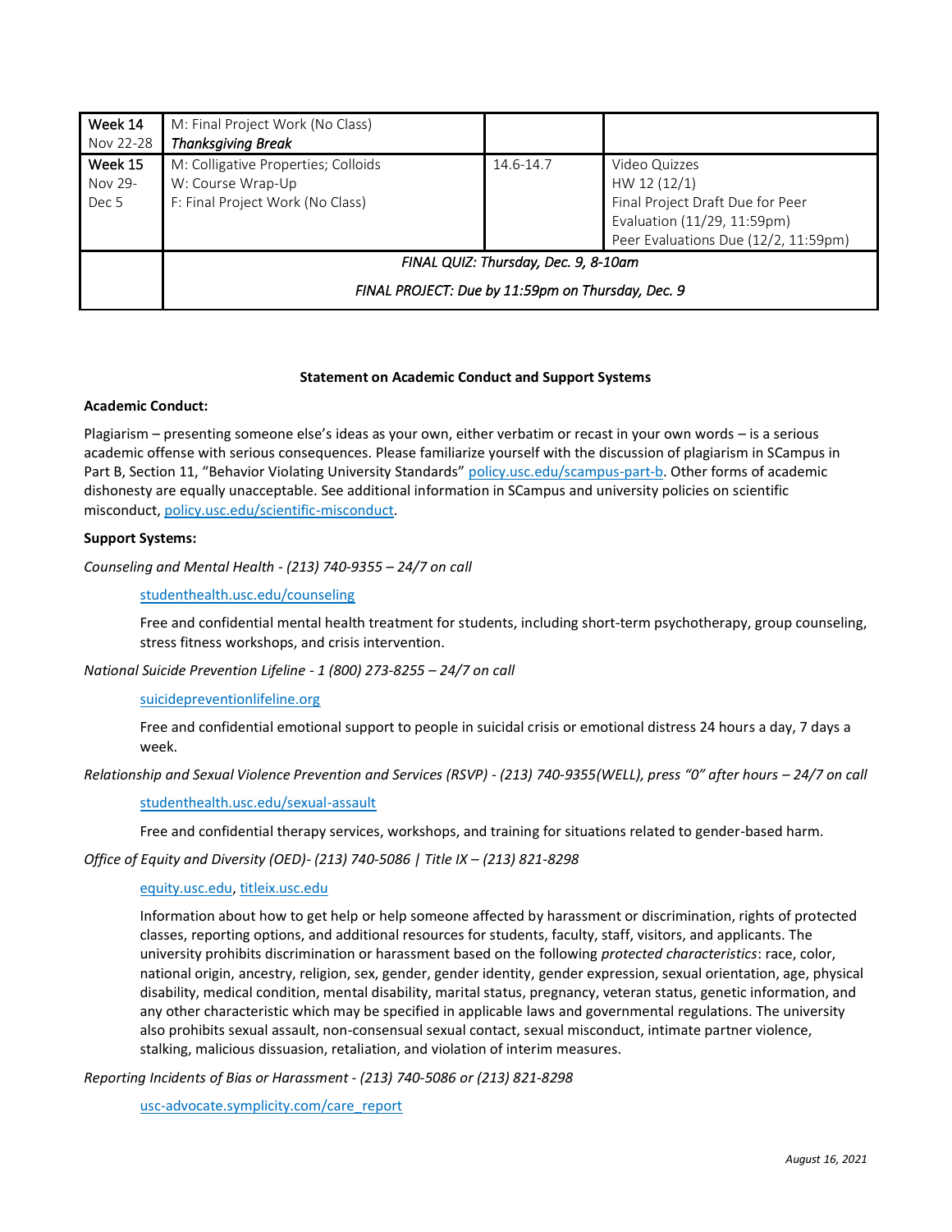| | | | |
|---|---|---|---|
| Week 14<br>Nov 22-28 | M: Final Project Work (No Class)<br>***Thanksgiving Break*** | | |
| Week 15<br>Nov 29-<br>Dec 5 | M: Colligative Properties; Colloids<br>W: Course Wrap-Up<br>F: Final Project Work (No Class) | 14.6-14.7 | Video Quizzes<br>HW 12 (12/1)<br>Final Project Draft Due for Peer Evaluation (11/29, 11:59pm)<br>Peer Evaluations Due (12/2, 11:59pm) |
| | *FINAL QUIZ: Thursday, Dec. 9, 8-10am*<br>*FINAL PROJECT: Due by 11:59pm on Thursday, Dec. 9* | | |

**Statement on Academic Conduct and Support Systems**

**Academic Conduct:**

Plagiarism – presenting someone else's ideas as your own, either verbatim or recast in your own words – is a serious academic offense with serious consequences. Please familiarize yourself with the discussion of plagiarism in SCampus in Part B, Section 11, "Behavior Violating University Standards" policy.usc.edu/scampus-part-b. Other forms of academic dishonesty are equally unacceptable. See additional information in SCampus and university policies on scientific misconduct, policy.usc.edu/scientific-misconduct.

**Support Systems:**

*Counseling and Mental Health - (213) 740-9355 – 24/7 on call*

studenthealth.usc.edu/counseling

Free and confidential mental health treatment for students, including short-term psychotherapy, group counseling, stress fitness workshops, and crisis intervention.

*National Suicide Prevention Lifeline - 1 (800) 273-8255 – 24/7 on call*

suicidepreventionlifeline.org

Free and confidential emotional support to people in suicidal crisis or emotional distress 24 hours a day, 7 days a week.

*Relationship and Sexual Violence Prevention and Services (RSVP) - (213) 740-9355(WELL), press "0" after hours – 24/7 on call*

studenthealth.usc.edu/sexual-assault

Free and confidential therapy services, workshops, and training for situations related to gender-based harm.

*Office of Equity and Diversity (OED)- (213) 740-5086 | Title IX – (213) 821-8298*

equity.usc.edu, titleix.usc.edu

Information about how to get help or help someone affected by harassment or discrimination, rights of protected classes, reporting options, and additional resources for students, faculty, staff, visitors, and applicants. The university prohibits discrimination or harassment based on the following *protected characteristics*: race, color, national origin, ancestry, religion, sex, gender, gender identity, gender expression, sexual orientation, age, physical disability, medical condition, mental disability, marital status, pregnancy, veteran status, genetic information, and any other characteristic which may be specified in applicable laws and governmental regulations. The university also prohibits sexual assault, non-consensual sexual contact, sexual misconduct, intimate partner violence, stalking, malicious dissuasion, retaliation, and violation of interim measures.

*Reporting Incidents of Bias or Harassment - (213) 740-5086 or (213) 821-8298*

usc-advocate.symplicity.com/care_report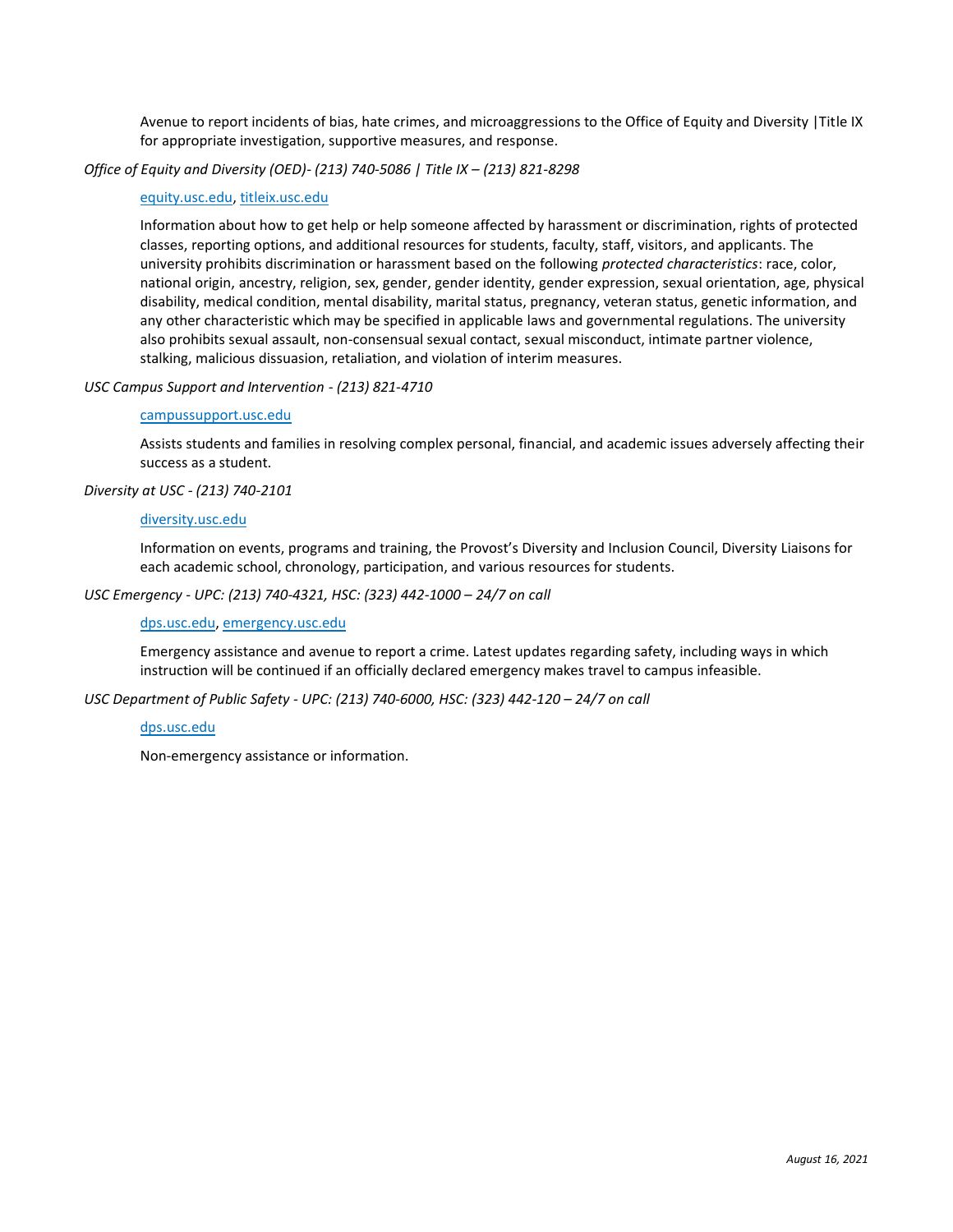Avenue to report incidents of bias, hate crimes, and microaggressions to the Office of Equity and Diversity |Title IX for appropriate investigation, supportive measures, and response.

*Office of Equity and Diversity (OED)- (213) 740-5086 | Title IX – (213) 821-8298*

equity.usc.edu, titleix.usc.edu

Information about how to get help or help someone affected by harassment or discrimination, rights of protected classes, reporting options, and additional resources for students, faculty, staff, visitors, and applicants. The university prohibits discrimination or harassment based on the following *protected characteristics*: race, color, national origin, ancestry, religion, sex, gender, gender identity, gender expression, sexual orientation, age, physical disability, medical condition, mental disability, marital status, pregnancy, veteran status, genetic information, and any other characteristic which may be specified in applicable laws and governmental regulations. The university also prohibits sexual assault, non-consensual sexual contact, sexual misconduct, intimate partner violence, stalking, malicious dissuasion, retaliation, and violation of interim measures.

*USC Campus Support and Intervention - (213) 821-4710*

campussupport.usc.edu

Assists students and families in resolving complex personal, financial, and academic issues adversely affecting their success as a student.

*Diversity at USC - (213) 740-2101*

diversity.usc.edu

Information on events, programs and training, the Provost's Diversity and Inclusion Council, Diversity Liaisons for each academic school, chronology, participation, and various resources for students.

*USC Emergency - UPC: (213) 740-4321, HSC: (323) 442-1000 – 24/7 on call*

dps.usc.edu, emergency.usc.edu

Emergency assistance and avenue to report a crime. Latest updates regarding safety, including ways in which instruction will be continued if an officially declared emergency makes travel to campus infeasible.

*USC Department of Public Safety - UPC: (213) 740-6000, HSC: (323) 442-120 – 24/7 on call*

dps.usc.edu

Non-emergency assistance or information.

*August 16, 2021*